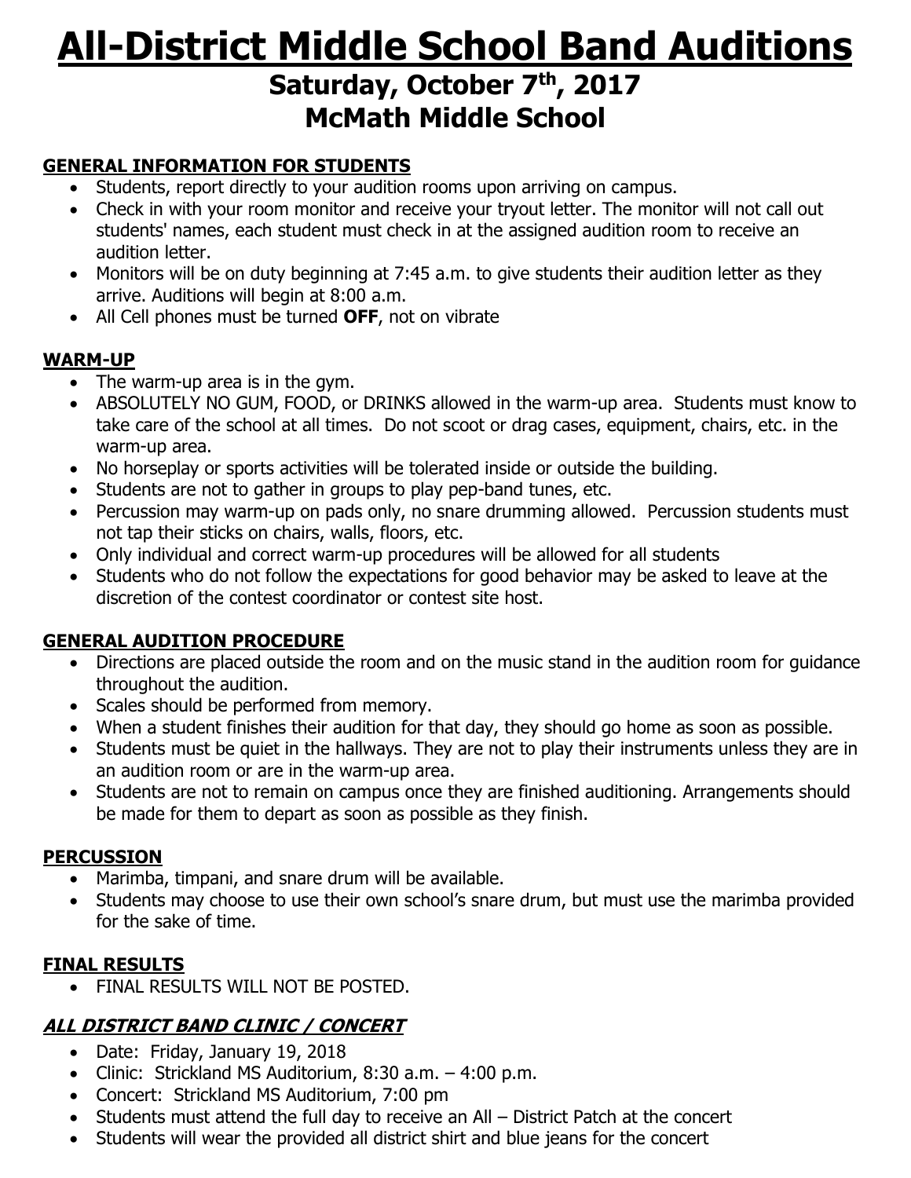# All-District Middle School Band Auditions

## Saturday, October 7th, 2017

## McMath Middle School

**GENERAL INFORMATION FOR STUDENTS**

- Students, report directly to your audition rooms upon arriving on campus.
- Check in with your room monitor and receive your tryout letter. The monitor will not call out students' names, each student must check in at the assigned audition room to receive an audition letter.
- Monitors will be on duty beginning at 7:45 a.m. to give students their audition letter as they arrive. Auditions will begin at 8:00 a.m.
- All Cell phones must be turned **OFF**, not on vibrate

**WARM-UP**

- The warm-up area is in the gym.
- ABSOLUTELY NO GUM, FOOD, or DRINKS allowed in the warm-up area. Students must know to take care of the school at all times. Do not scoot or drag cases, equipment, chairs, etc. in the warm-up area.
- No horseplay or sports activities will be tolerated inside or outside the building.
- Students are not to gather in groups to play pep-band tunes, etc.
- Percussion may warm-up on pads only, no snare drumming allowed. Percussion students must not tap their sticks on chairs, walls, floors, etc.
- Only individual and correct warm-up procedures will be allowed for all students
- Students who do not follow the expectations for good behavior may be asked to leave at the discretion of the contest coordinator or contest site host.

**GENERAL AUDITION PROCEDURE**

- Directions are placed outside the room and on the music stand in the audition room for guidance throughout the audition.
- Scales should be performed from memory.
- When a student finishes their audition for that day, they should go home as soon as possible.
- Students must be quiet in the hallways. They are not to play their instruments unless they are in an audition room or are in the warm-up area.
- Students are not to remain on campus once they are finished auditioning. Arrangements should be made for them to depart as soon as possible as they finish.

**PERCUSSION**

- Marimba, timpani, and snare drum will be available.
- Students may choose to use their own school's snare drum, but must use the marimba provided for the sake of time.

**FINAL RESULTS**

- FINAL RESULTS WILL NOT BE POSTED.

***ALL DISTRICT BAND CLINIC / CONCERT***

- Date: Friday, January 19, 2018
- Clinic: Strickland MS Auditorium, 8:30 a.m. – 4:00 p.m.
- Concert: Strickland MS Auditorium, 7:00 pm
- Students must attend the full day to receive an All – District Patch at the concert
- Students will wear the provided all district shirt and blue jeans for the concert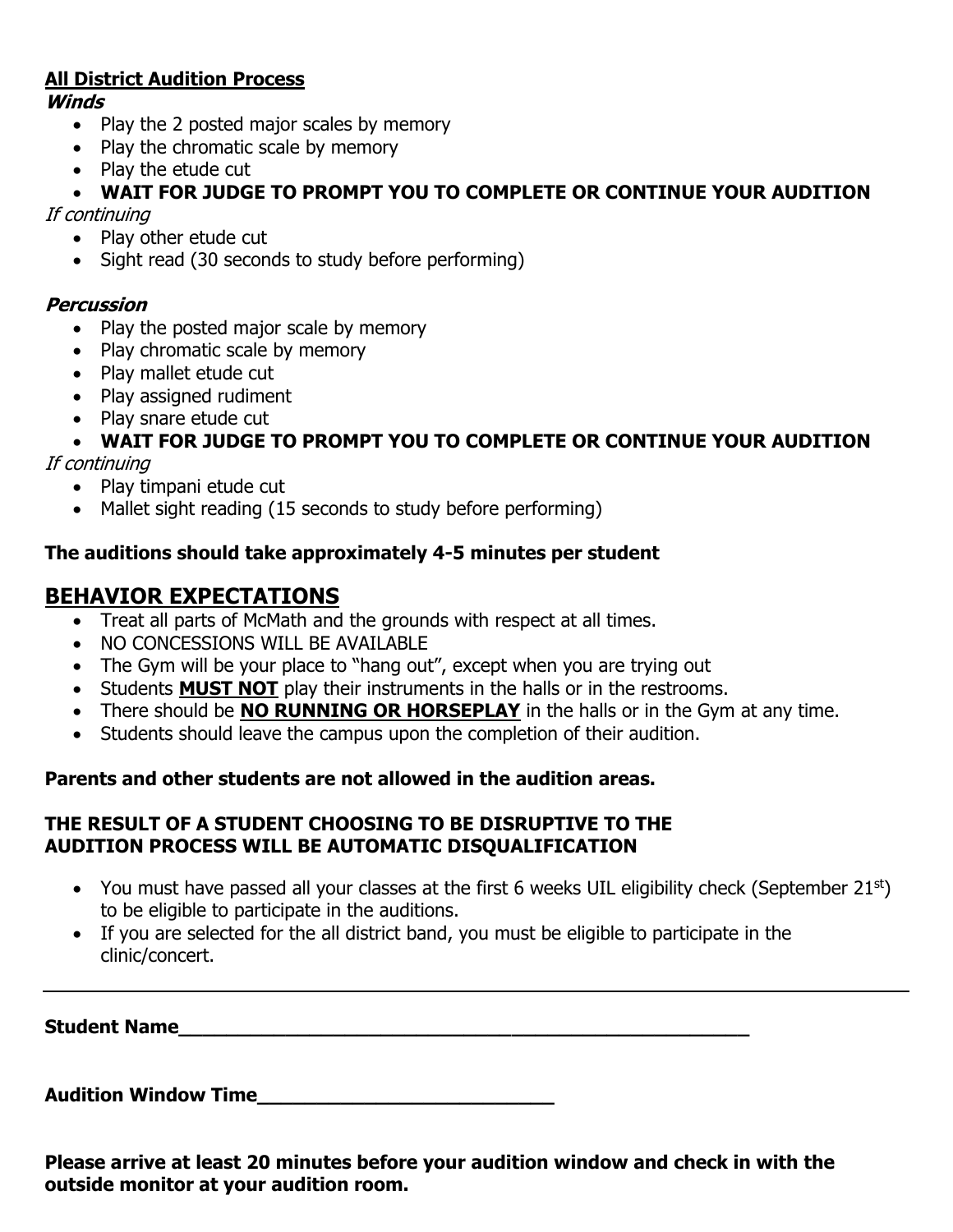**All District Audition Process**

***Winds***

- Play the 2 posted major scales by memory
- Play the chromatic scale by memory
- Play the etude cut
- **WAIT FOR JUDGE TO PROMPT YOU TO COMPLETE OR CONTINUE YOUR AUDITION**

*If continuing*

- Play other etude cut
- Sight read (30 seconds to study before performing)

***Percussion***

- Play the posted major scale by memory
- Play chromatic scale by memory
- Play mallet etude cut
- Play assigned rudiment
- Play snare etude cut
- **WAIT FOR JUDGE TO PROMPT YOU TO COMPLETE OR CONTINUE YOUR AUDITION**

*If continuing*

- Play timpani etude cut
- Mallet sight reading (15 seconds to study before performing)

**The auditions should take approximately 4-5 minutes per student**

## BEHAVIOR EXPECTATIONS

- Treat all parts of McMath and the grounds with respect at all times.
- NO CONCESSIONS WILL BE AVAILABLE
- The Gym will be your place to "hang out", except when you are trying out
- Students **MUST NOT** play their instruments in the halls or in the restrooms.
- There should be **NO RUNNING OR HORSEPLAY** in the halls or in the Gym at any time.
- Students should leave the campus upon the completion of their audition.

**Parents and other students are not allowed in the audition areas.**

**THE RESULT OF A STUDENT CHOOSING TO BE DISRUPTIVE TO THE AUDITION PROCESS WILL BE AUTOMATIC DISQUALIFICATION**

- You must have passed all your classes at the first 6 weeks UIL eligibility check (September 21st) to be eligible to participate in the auditions.
- If you are selected for the all district band, you must be eligible to participate in the clinic/concert.

---

**Student Name**_______________________________________________

**Audition Window Time**__________________________

**Please arrive at least 20 minutes before your audition window and check in with the outside monitor at your audition room.**